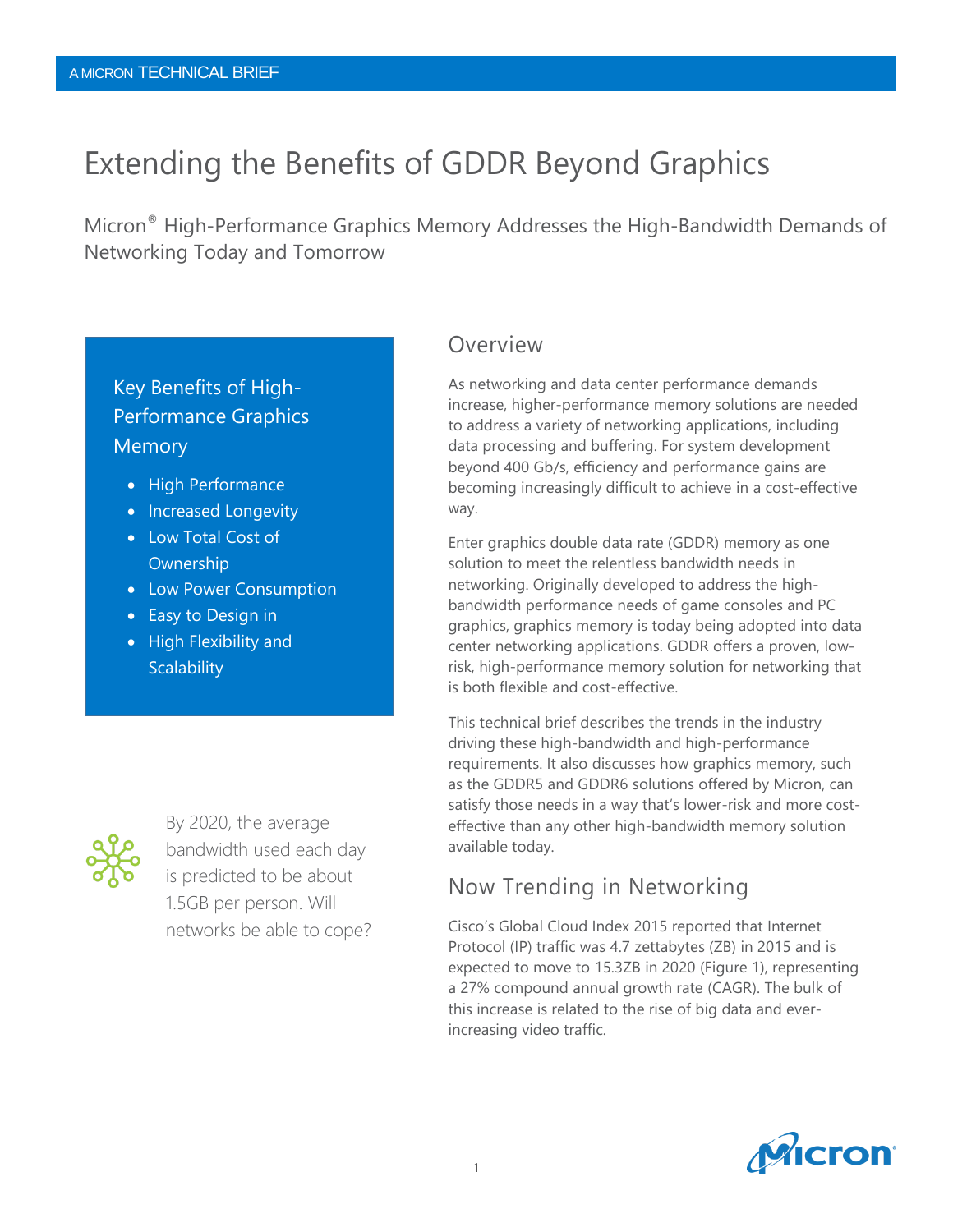A MICRON TECHNICAL BRIEF

# Extending the Benefits of GDDR Beyond Graphics

Micron® High-Performance Graphics Memory Addresses the High-Bandwidth Demands of Networking Today and Tomorrow

### Key Benefits of High-Performance Graphics Memory

- High Performance
- Increased Longevity
- Low Total Cost of Ownership
- Low Power Consumption
- Easy to Design in
- High Flexibility and Scalability

By 2020, the average bandwidth used each day is predicted to be about 1.5GB per person. Will networks be able to cope?

## Overview

As networking and data center performance demands increase, higher-performance memory solutions are needed to address a variety of networking applications, including data processing and buffering. For system development beyond 400 Gb/s, efficiency and performance gains are becoming increasingly difficult to achieve in a cost-effective way.

Enter graphics double data rate (GDDR) memory as one solution to meet the relentless bandwidth needs in networking. Originally developed to address the high-bandwidth performance needs of game consoles and PC graphics, graphics memory is today being adopted into data center networking applications. GDDR offers a proven, low-risk, high-performance memory solution for networking that is both flexible and cost-effective.

This technical brief describes the trends in the industry driving these high-bandwidth and high-performance requirements. It also discusses how graphics memory, such as the GDDR5 and GDDR6 solutions offered by Micron, can satisfy those needs in a way that's lower-risk and more cost-effective than any other high-bandwidth memory solution available today.

## Now Trending in Networking

Cisco's Global Cloud Index 2015 reported that Internet Protocol (IP) traffic was 4.7 zettabytes (ZB) in 2015 and is expected to move to 15.3ZB in 2020 (Figure 1), representing a 27% compound annual growth rate (CAGR). The bulk of this increase is related to the rise of big data and ever-increasing video traffic.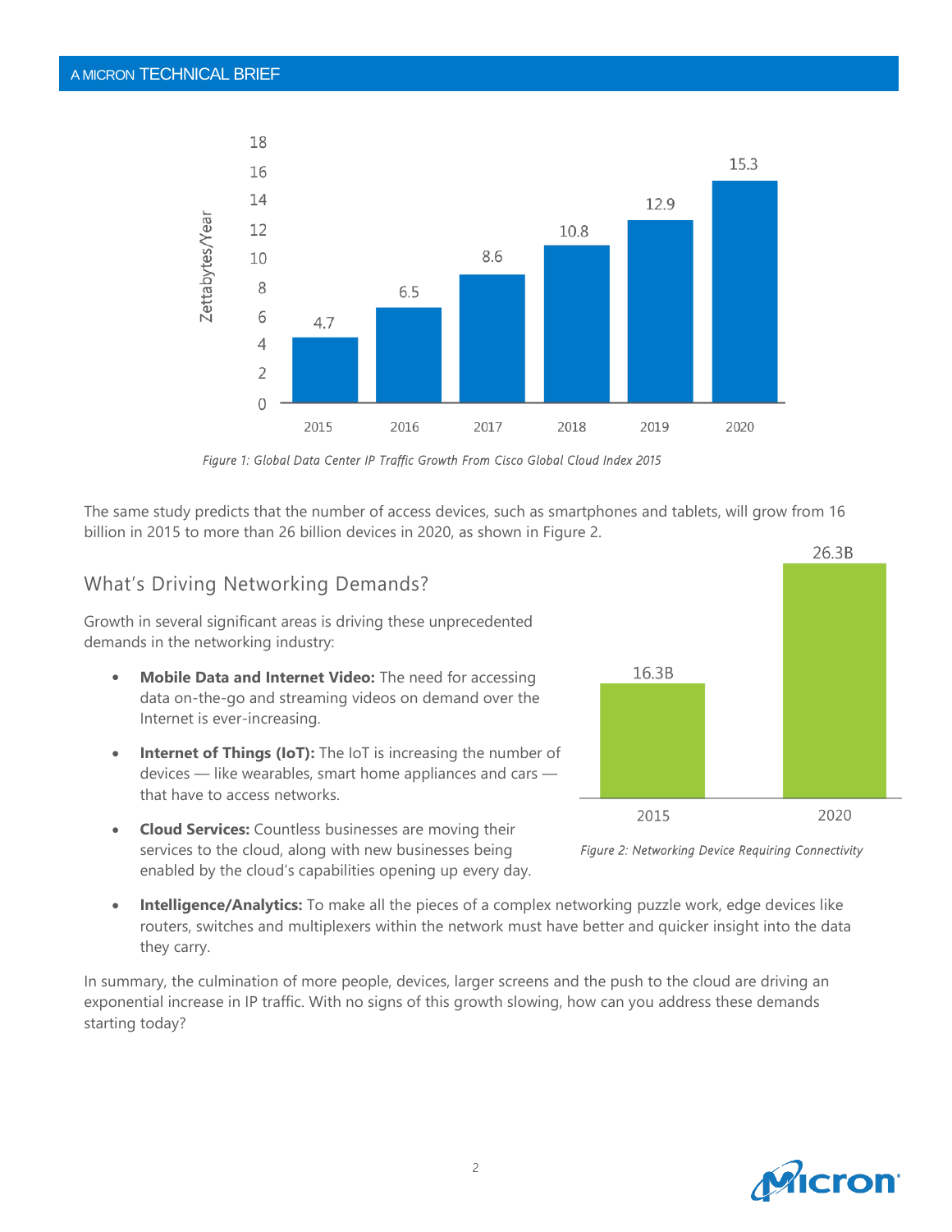Figure 1: Global Data Center IP Traffic Growth From Cisco Global Cloud Index 2015

The same study predicts that the number of access devices, such as smartphones and tablets, will grow from 16 billion in 2015 to more than 26 billion devices in 2020, as shown in Figure 2.

## What's Driving Networking Demands?

Growth in several significant areas is driving these unprecedented demands in the networking industry:

- **Mobile Data and Internet Video:** The need for accessing data on-the-go and streaming videos on demand over the Internet is ever-increasing.
- **Internet of Things (IoT):** The IoT is increasing the number of devices — like wearables, smart home appliances and cars — that have to access networks.
- **Cloud Services:** Countless businesses are moving their services to the cloud, along with new businesses being enabled by the cloud's capabilities opening up every day.
- **Intelligence/Analytics:** To make all the pieces of a complex networking puzzle work, edge devices like routers, switches and multiplexers within the network must have better and quicker insight into the data they carry.

Figure 2: Networking Device Requiring Connectivity

In summary, the culmination of more people, devices, larger screens and the push to the cloud are driving an exponential increase in IP traffic. With no signs of this growth slowing, how can you address these demands starting today?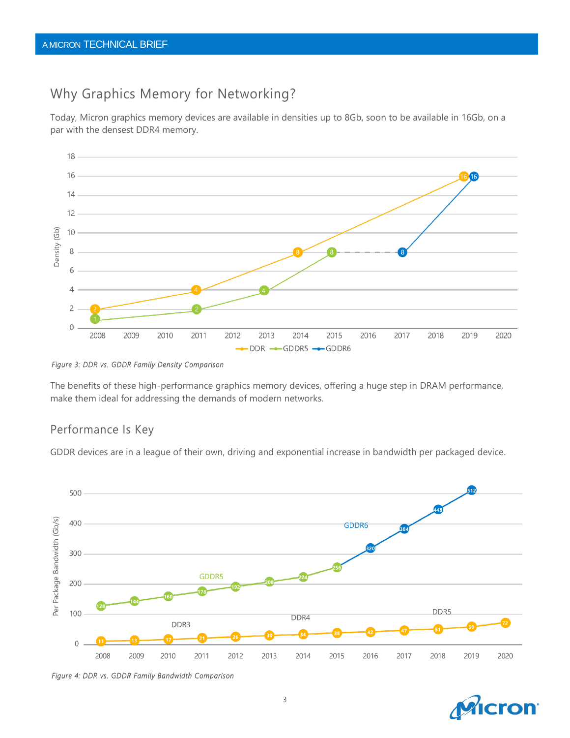## Why Graphics Memory for Networking?

Today, Micron graphics memory devices are available in densities up to 8Gb, soon to be available in 16Gb, on a par with the densest DDR4 memory.

*Figure 3: DDR vs. GDDR Family Density Comparison*

The benefits of these high-performance graphics memory devices, offering a huge step in DRAM performance, make them ideal for addressing the demands of modern networks.

## Performance Is Key

GDDR devices are in a league of their own, driving and exponential increase in bandwidth per packaged device.

*Figure 4: DDR vs. GDDR Family Bandwidth Comparison*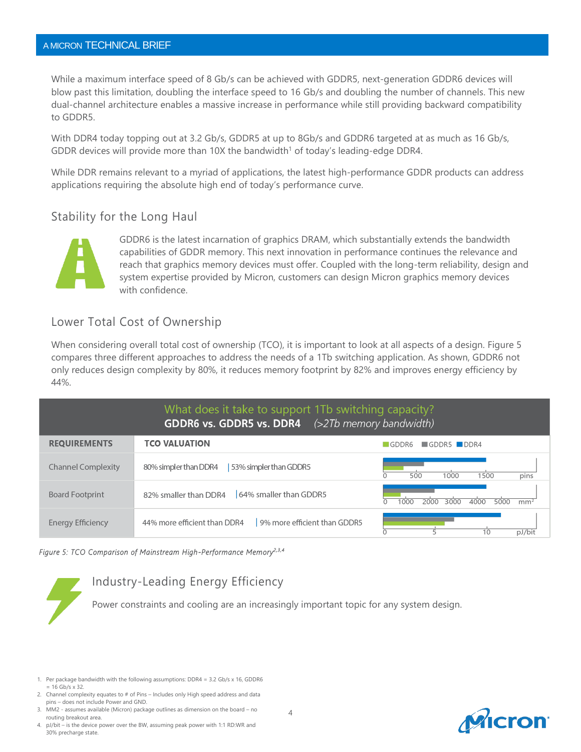While a maximum interface speed of 8 Gb/s can be achieved with GDDR5, next-generation GDDR6 devices will blow past this limitation, doubling the interface speed to 16 Gb/s and doubling the number of channels. This new dual-channel architecture enables a massive increase in performance while still providing backward compatibility to GDDR5.

With DDR4 today topping out at 3.2 Gb/s, GDDR5 at up to 8Gb/s and GDDR6 targeted at as much as 16 Gb/s, GDDR devices will provide more than 10X the bandwidth[1] of today's leading-edge DDR4.

While DDR remains relevant to a myriad of applications, the latest high-performance GDDR products can address applications requiring the absolute high end of today's performance curve.

## Stability for the Long Haul

GDDR6 is the latest incarnation of graphics DRAM, which substantially extends the bandwidth capabilities of GDDR memory. This next innovation in performance continues the relevance and reach that graphics memory devices must offer. Coupled with the long-term reliability, design and system expertise provided by Micron, customers can design Micron graphics memory devices with confidence.

## Lower Total Cost of Ownership

When considering overall total cost of ownership (TCO), it is important to look at all aspects of a design. Figure 5 compares three different approaches to address the needs of a 1Tb switching application. As shown, GDDR6 not only reduces design complexity by 80%, it reduces memory footprint by 82% and improves energy efficiency by 44%.

**What does it take to support 1Tb switching capacity?**
**GDDR6 vs. GDDR5 vs. DDR4** *(>2Tb memory bandwidth)*

| REQUIREMENTS | TCO VALUATION | | GDDR6 / GDDR5 / DDR4 |
|---|---|---|---|
| Channel Complexity | 80% simpler than DDR4 | 53% simpler than GDDR5 | pins (0–1500) |
| Board Footprint | 82% smaller than DDR4 | 64% smaller than GDDR5 | $mm^2$ (0–5000) |
| Energy Efficiency | 44% more efficient than DDR4 | 9% more efficient than GDDR5 | pJ/bit (0–10) |

*Figure 5: TCO Comparison of Mainstream High-Performance Memory[2,3,4]*

## Industry-Leading Energy Efficiency

Power constraints and cooling are an increasingly important topic for any system design.

1. Per package bandwidth with the following assumptions: DDR4 = 3.2 Gb/s x 16, GDDR6 = 16 Gb/s x 32.
2. Channel complexity equates to # of Pins – Includes only High speed address and data pins – does not include Power and GND.
3. MM2 - assumes available (Micron) package outlines as dimension on the board – no routing breakout area.
4. pJ/bit – is the device power over the BW, assuming peak power with 1:1 RD:WR and 30% precharge state.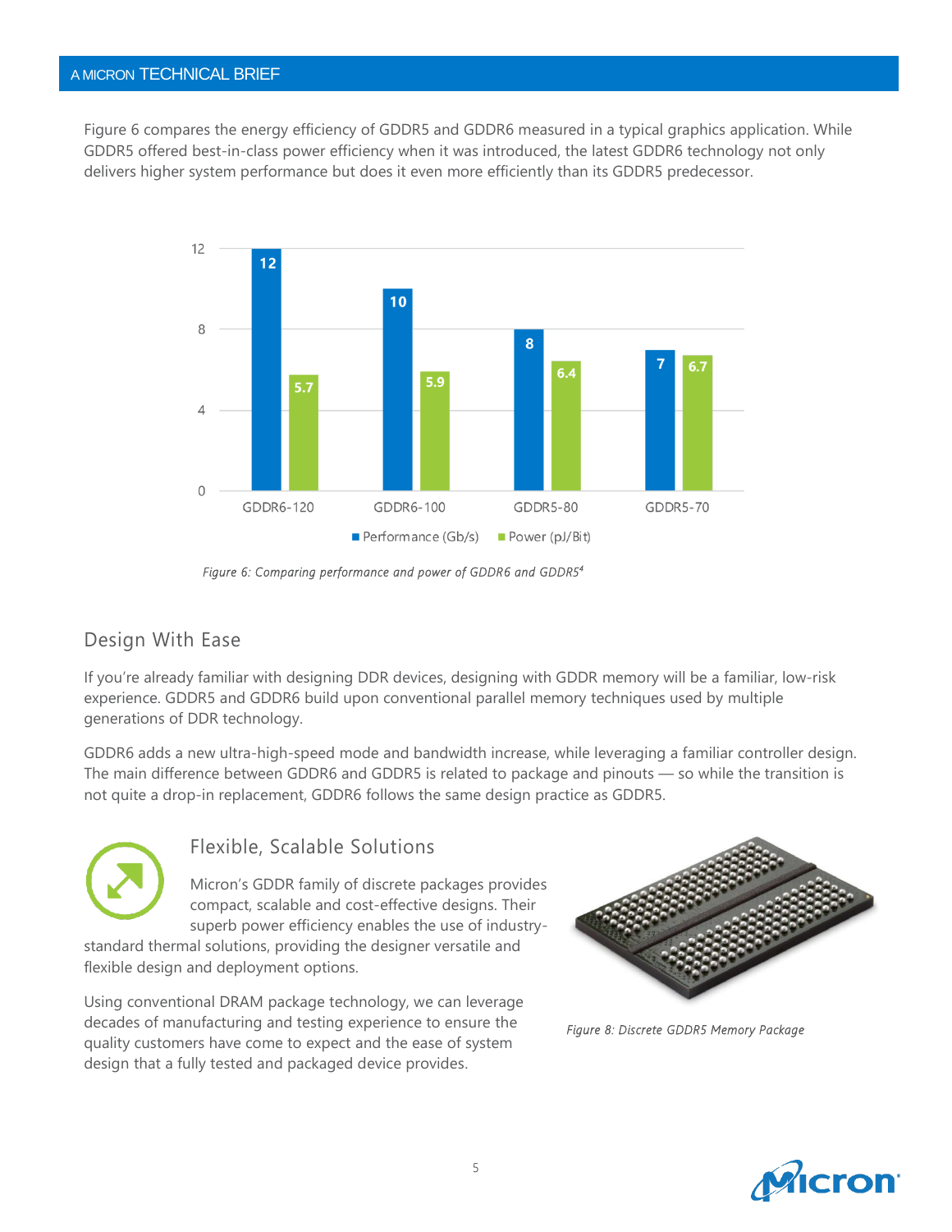Figure 6 compares the energy efficiency of GDDR5 and GDDR6 measured in a typical graphics application. While GDDR5 offered best-in-class power efficiency when it was introduced, the latest GDDR6 technology not only delivers higher system performance but does it even more efficiently than its GDDR5 predecessor.

| | Performance (Gb/s) | Power (pJ/Bit) |
| --- | --- | --- |
| GDDR6-120 | 12 | 5.7 |
| GDDR6-100 | 10 | 5.9 |
| GDDR5-80 | 8 | 6.4 |
| GDDR5-70 | 7 | 6.7 |

*Figure 6: Comparing performance and power of GDDR6 and GDDR5[4]*

## Design With Ease

If you're already familiar with designing DDR devices, designing with GDDR memory will be a familiar, low-risk experience. GDDR5 and GDDR6 build upon conventional parallel memory techniques used by multiple generations of DDR technology.

GDDR6 adds a new ultra-high-speed mode and bandwidth increase, while leveraging a familiar controller design. The main difference between GDDR6 and GDDR5 is related to package and pinouts — so while the transition is not quite a drop-in replacement, GDDR6 follows the same design practice as GDDR5.

### Flexible, Scalable Solutions

Micron's GDDR family of discrete packages provides compact, scalable and cost-effective designs. Their superb power efficiency enables the use of industry-standard thermal solutions, providing the designer versatile and flexible design and deployment options.

Using conventional DRAM package technology, we can leverage decades of manufacturing and testing experience to ensure the quality customers have come to expect and the ease of system design that a fully tested and packaged device provides.

*Figure 8: Discrete GDDR5 Memory Package*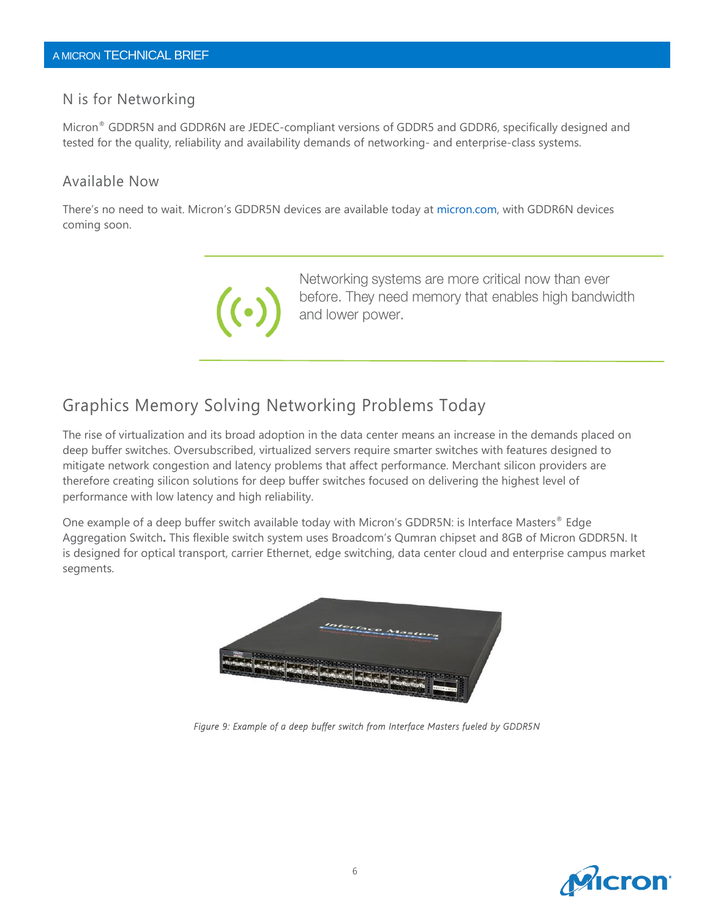## N is for Networking

Micron® GDDR5N and GDDR6N are JEDEC-compliant versions of GDDR5 and GDDR6, specifically designed and tested for the quality, reliability and availability demands of networking- and enterprise-class systems.

## Available Now

There's no need to wait. Micron's GDDR5N devices are available today at micron.com, with GDDR6N devices coming soon.

> Networking systems are more critical now than ever before. They need memory that enables high bandwidth and lower power.

## Graphics Memory Solving Networking Problems Today

The rise of virtualization and its broad adoption in the data center means an increase in the demands placed on deep buffer switches. Oversubscribed, virtualized servers require smarter switches with features designed to mitigate network congestion and latency problems that affect performance. Merchant silicon providers are therefore creating silicon solutions for deep buffer switches focused on delivering the highest level of performance with low latency and high reliability.

One example of a deep buffer switch available today with Micron's GDDR5N: is Interface Masters® Edge Aggregation Switch**.** This flexible switch system uses Broadcom's Qumran chipset and 8GB of Micron GDDR5N. It is designed for optical transport, carrier Ethernet, edge switching, data center cloud and enterprise campus market segments.

*Figure 9: Example of a deep buffer switch from Interface Masters fueled by GDDR5N*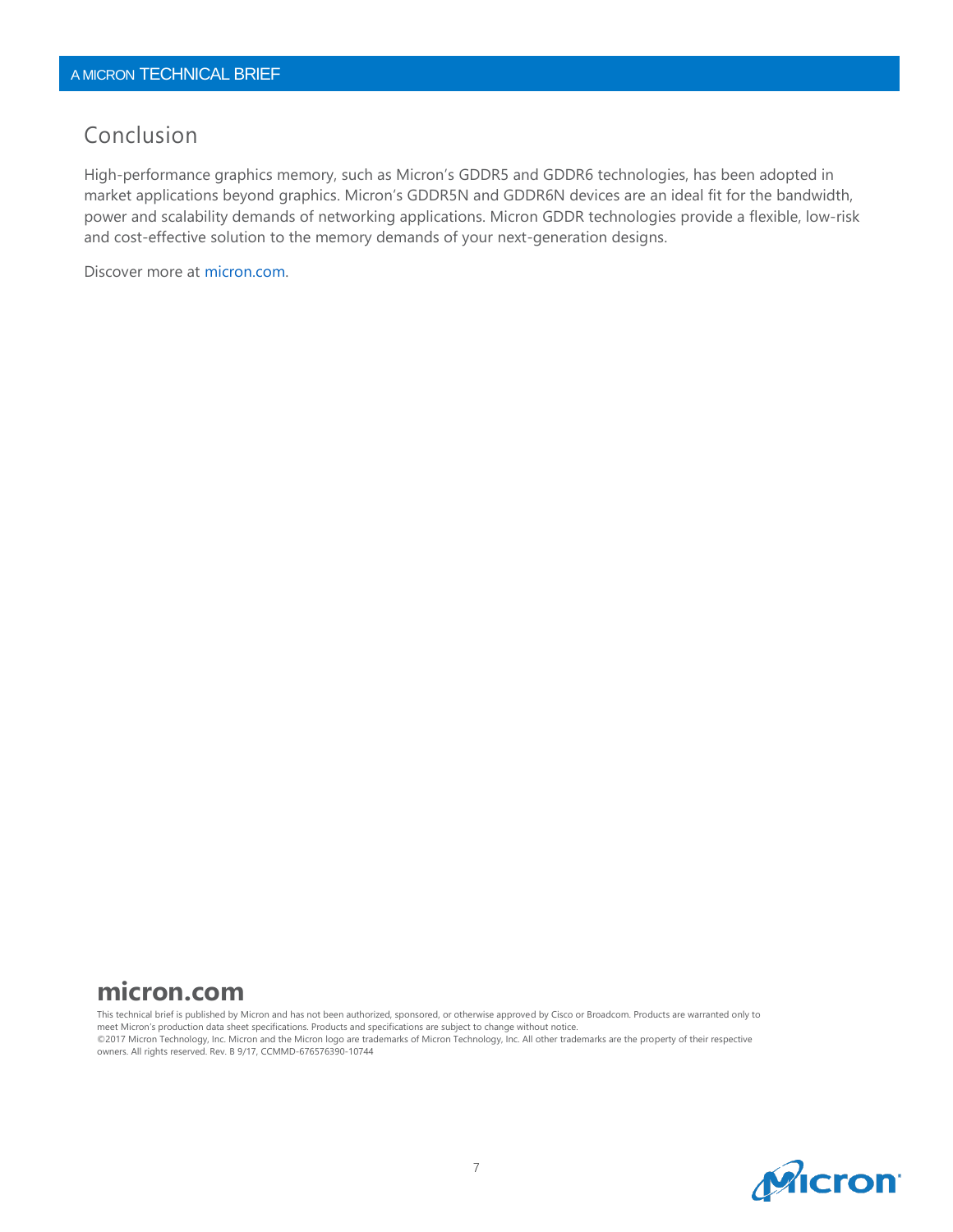## Conclusion

High-performance graphics memory, such as Micron's GDDR5 and GDDR6 technologies, has been adopted in market applications beyond graphics. Micron's GDDR5N and GDDR6N devices are an ideal fit for the bandwidth, power and scalability demands of networking applications. Micron GDDR technologies provide a flexible, low-risk and cost-effective solution to the memory demands of your next-generation designs.

Discover more at micron.com.

**micron.com**

This technical brief is published by Micron and has not been authorized, sponsored, or otherwise approved by Cisco or Broadcom. Products are warranted only to meet Micron's production data sheet specifications. Products and specifications are subject to change without notice.
©2017 Micron Technology, Inc. Micron and the Micron logo are trademarks of Micron Technology, Inc. All other trademarks are the property of their respective owners. All rights reserved. Rev. B 9/17, CCMMD-676576390-10744